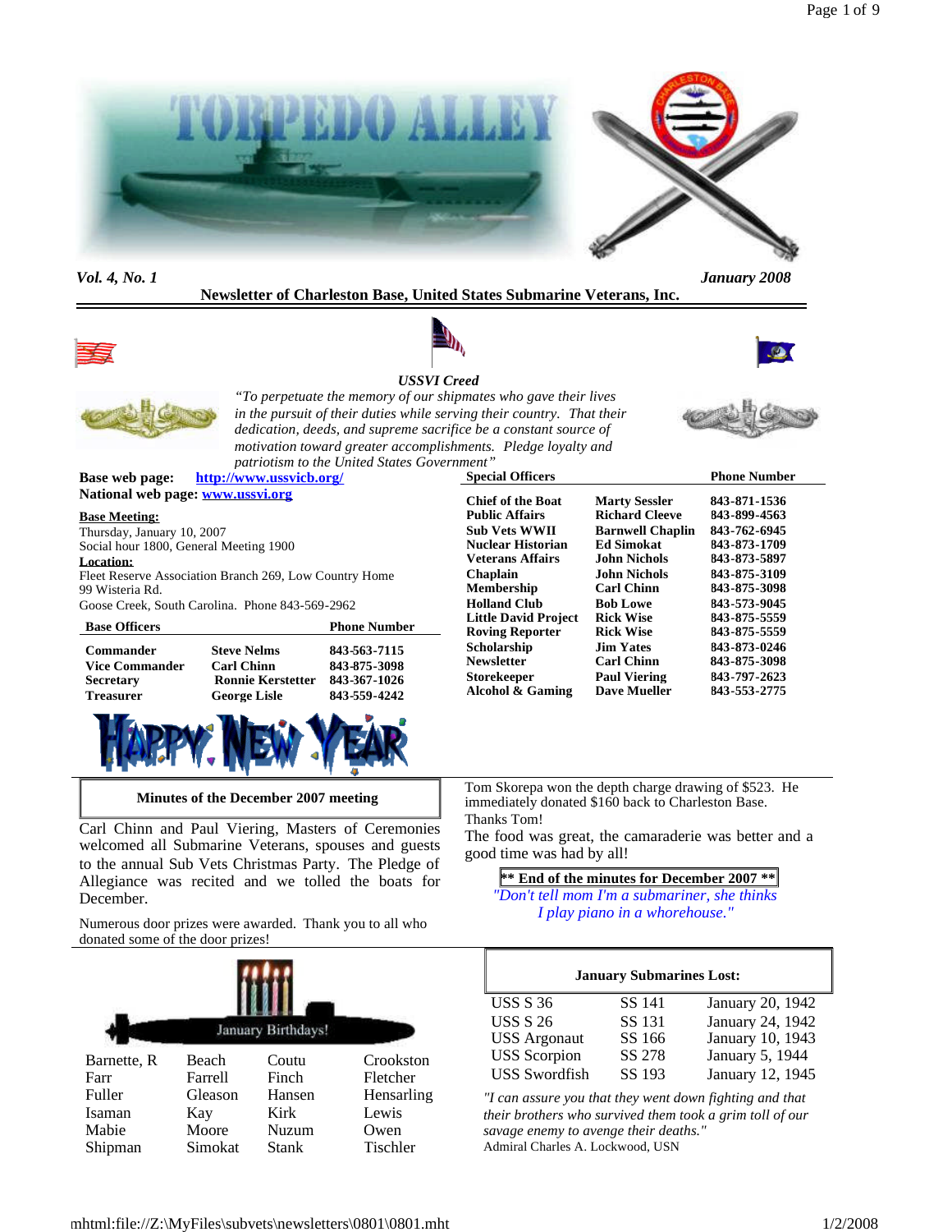# TORPEDO ALLEY

*Vol. 4, No. 1* *January 2008*

**Newsletter of Charleston Base, United States Submarine Veterans, Inc.**

***USSVI Creed***

*"To perpetuate the memory of our shipmates who gave their lives in the pursuit of their duties while serving their country. That their dedication, deeds, and supreme sacrifice be a constant source of motivation toward greater accomplishments. Pledge loyalty and patriotism to the United States Government"*

**Base web page:** http://www.ussvicb.org/
**National web page:** www.ussvi.org

**Base Meeting:**
Thursday, January 10, 2007
Social hour 1800, General Meeting 1900

**Location:**
Fleet Reserve Association Branch 269, Low Country Home
99 Wisteria Rd.
Goose Creek, South Carolina. Phone 843-569-2962

| Base Officers | | Phone Number |
|---|---|---|
| Commander | Steve Nelms | 843-563-7115 |
| Vice Commander | Carl Chinn | 843-875-3098 |
| Secretary | Ronnie Kerstetter | 843-367-1026 |
| Treasurer | George Lisle | 843-559-4242 |

| Special Officers | | Phone Number |
|---|---|---|
| Chief of the Boat | Marty Sessler | 843-871-1536 |
| Public Affairs | Richard Cleeve | 843-899-4563 |
| Sub Vets WWII | Barnwell Chaplin | 843-762-6945 |
| Nuclear Historian | Ed Simokat | 843-873-1709 |
| Veterans Affairs | John Nichols | 843-873-5897 |
| Chaplain | John Nichols | 843-875-3109 |
| Membership | Carl Chinn | 843-875-3098 |
| Holland Club | Bob Lowe | 843-573-9045 |
| Little David Project | Rick Wise | 843-875-5559 |
| Roving Reporter | Rick Wise | 843-875-5559 |
| Scholarship | Jim Yates | 843-873-0246 |
| Newsletter | Carl Chinn | 843-875-3098 |
| Storekeeper | Paul Viering | 843-797-2623 |
| Alcohol & Gaming | Dave Mueller | 843-553-2775 |

HAPPY NEW YEAR

## Minutes of the December 2007 meeting

Carl Chinn and Paul Viering, Masters of Ceremonies welcomed all Submarine Veterans, spouses and guests to the annual Sub Vets Christmas Party. The Pledge of Allegiance was recited and we tolled the boats for December.

Numerous door prizes were awarded. Thank you to all who donated some of the door prizes!

Tom Skorepa won the depth charge drawing of $523. He immediately donated $160 back to Charleston Base. Thanks Tom!

The food was great, the camaraderie was better and a good time was had by all!

**\*\* End of the minutes for December 2007 \*\***

*"Don't tell mom I'm a submariner, she thinks I play piano in a whorehouse."*

## January Birthdays!

| | | | |
|---|---|---|---|
| Barnette, R | Beach | Coutu | Crookston |
| Farr | Farrell | Finch | Fletcher |
| Fuller | Gleason | Hansen | Hensarling |
| Isaman | Kay | Kirk | Lewis |
| Mabie | Moore | Nuzum | Owen |
| Shipman | Simokat | Stank | Tischler |

## January Submarines Lost:

| | | |
|---|---|---|
| USS S 36 | SS 141 | January 20, 1942 |
| USS S 26 | SS 131 | January 24, 1942 |
| USS Argonaut | SS 166 | January 10, 1943 |
| USS Scorpion | SS 278 | January 5, 1944 |
| USS Swordfish | SS 193 | January 12, 1945 |

*"I can assure you that they went down fighting and that their brothers who survived them took a grim toll of our savage enemy to avenge their deaths."*
Admiral Charles A. Lockwood, USN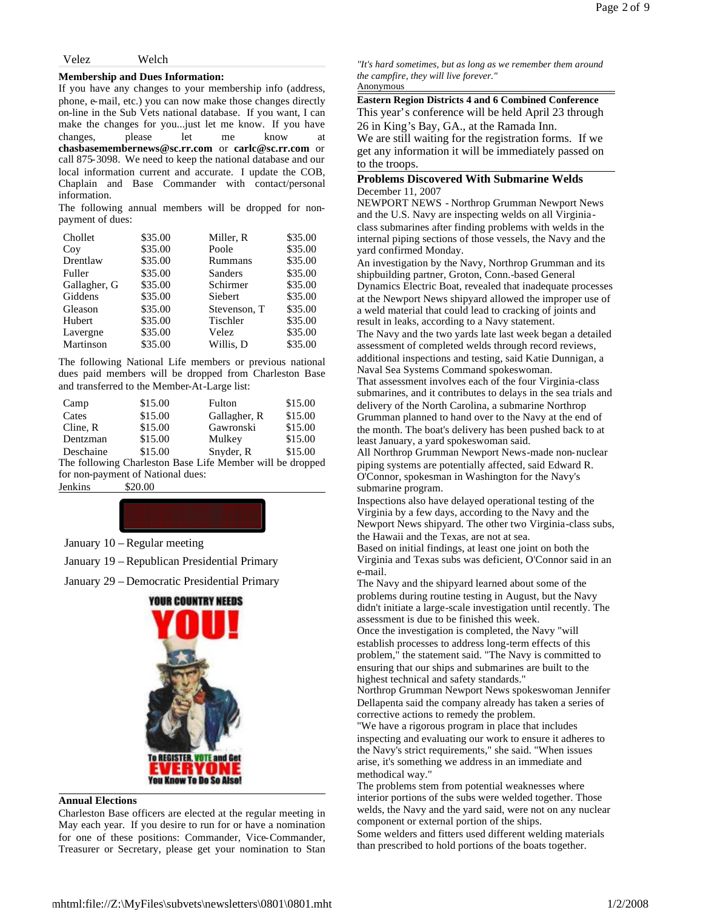| | |
|---|---|
| Velez | Welch |

**Membership and Dues Information:**

If you have any changes to your membership info (address, phone, e-mail, etc.) you can now make those changes directly on-line in the Sub Vets national database. If you want, I can make the changes for you...just let me know. If you have changes, please let me know at **chasbasemembernews@sc.rr.com** or **carlc@sc.rr.com** or call 875-3098. We need to keep the national database and our local information current and accurate. I update the COB, Chaplain and Base Commander with contact/personal information.

The following annual members will be dropped for non-payment of dues:

| | | | |
|---|---|---|---|
| Chollet | $35.00 | Miller, R | $35.00 |
| Coy | $35.00 | Poole | $35.00 |
| Drentlaw | $35.00 | Rummans | $35.00 |
| Fuller | $35.00 | Sanders | $35.00 |
| Gallagher, G | $35.00 | Schirmer | $35.00 |
| Giddens | $35.00 | Siebert | $35.00 |
| Gleason | $35.00 | Stevenson, T | $35.00 |
| Hubert | $35.00 | Tischler | $35.00 |
| Lavergne | $35.00 | Velez | $35.00 |
| Martinson | $35.00 | Willis, D | $35.00 |

The following National Life members or previous national dues paid members will be dropped from Charleston Base and transferred to the Member-At-Large list:

| | | | |
|---|---|---|---|
| Camp | $15.00 | Fulton | $15.00 |
| Cates | $15.00 | Gallagher, R | $15.00 |
| Cline, R | $15.00 | Gawronski | $15.00 |
| Dentzman | $15.00 | Mulkey | $15.00 |
| Deschaine | $15.00 | Snyder, R | $15.00 |

The following Charleston Base Life Member will be dropped for non-payment of National dues:

| | |
|---|---|
| Jenkins | $20.00 |

January 10 – Regular meeting

January 19 – Republican Presidential Primary

January 29 – Democratic Presidential Primary

YOUR COUNTRY NEEDS YOU!

To REGISTER, VOTE and Get EVERYONE You Know To Do So Also!

**Annual Elections**

Charleston Base officers are elected at the regular meeting in May each year. If you desire to run for or have a nomination for one of these positions: Commander, Vice-Commander, Treasurer or Secretary, please get your nomination to Stan

*"It's hard sometimes, but as long as we remember them around the campfire, they will live forever."*
Anonymous

**Eastern Region Districts 4 and 6 Combined Conference**

This year's conference will be held April 23 through 26 in King's Bay, GA., at the Ramada Inn.

We are still waiting for the registration forms. If we get any information it will be immediately passed on to the troops.

**Problems Discovered With Submarine Welds**

December 11, 2007

NEWPORT NEWS - Northrop Grumman Newport News and the U.S. Navy are inspecting welds on all Virginia-class submarines after finding problems with welds in the internal piping sections of those vessels, the Navy and the yard confirmed Monday.

An investigation by the Navy, Northrop Grumman and its shipbuilding partner, Groton, Conn.-based General Dynamics Electric Boat, revealed that inadequate processes at the Newport News shipyard allowed the improper use of a weld material that could lead to cracking of joints and result in leaks, according to a Navy statement.

The Navy and the two yards late last week began a detailed assessment of completed welds through record reviews, additional inspections and testing, said Katie Dunnigan, a Naval Sea Systems Command spokeswoman.

That assessment involves each of the four Virginia-class submarines, and it contributes to delays in the sea trials and delivery of the North Carolina, a submarine Northrop Grumman planned to hand over to the Navy at the end of the month. The boat's delivery has been pushed back to at least January, a yard spokeswoman said.

All Northrop Grumman Newport News-made non-nuclear piping systems are potentially affected, said Edward R. O'Connor, spokesman in Washington for the Navy's submarine program.

Inspections also have delayed operational testing of the Virginia by a few days, according to the Navy and the Newport News shipyard. The other two Virginia-class subs, the Hawaii and the Texas, are not at sea.

Based on initial findings, at least one joint on both the Virginia and Texas subs was deficient, O'Connor said in an e-mail.

The Navy and the shipyard learned about some of the problems during routine testing in August, but the Navy didn't initiate a large-scale investigation until recently. The assessment is due to be finished this week.

Once the investigation is completed, the Navy "will establish processes to address long-term effects of this problem," the statement said. "The Navy is committed to ensuring that our ships and submarines are built to the highest technical and safety standards."

Northrop Grumman Newport News spokeswoman Jennifer Dellapenta said the company already has taken a series of corrective actions to remedy the problem.

"We have a rigorous program in place that includes inspecting and evaluating our work to ensure it adheres to the Navy's strict requirements," she said. "When issues arise, it's something we address in an immediate and methodical way."

The problems stem from potential weaknesses where interior portions of the subs were welded together. Those welds, the Navy and the yard said, were not on any nuclear component or external portion of the ships.

Some welders and fitters used different welding materials than prescribed to hold portions of the boats together.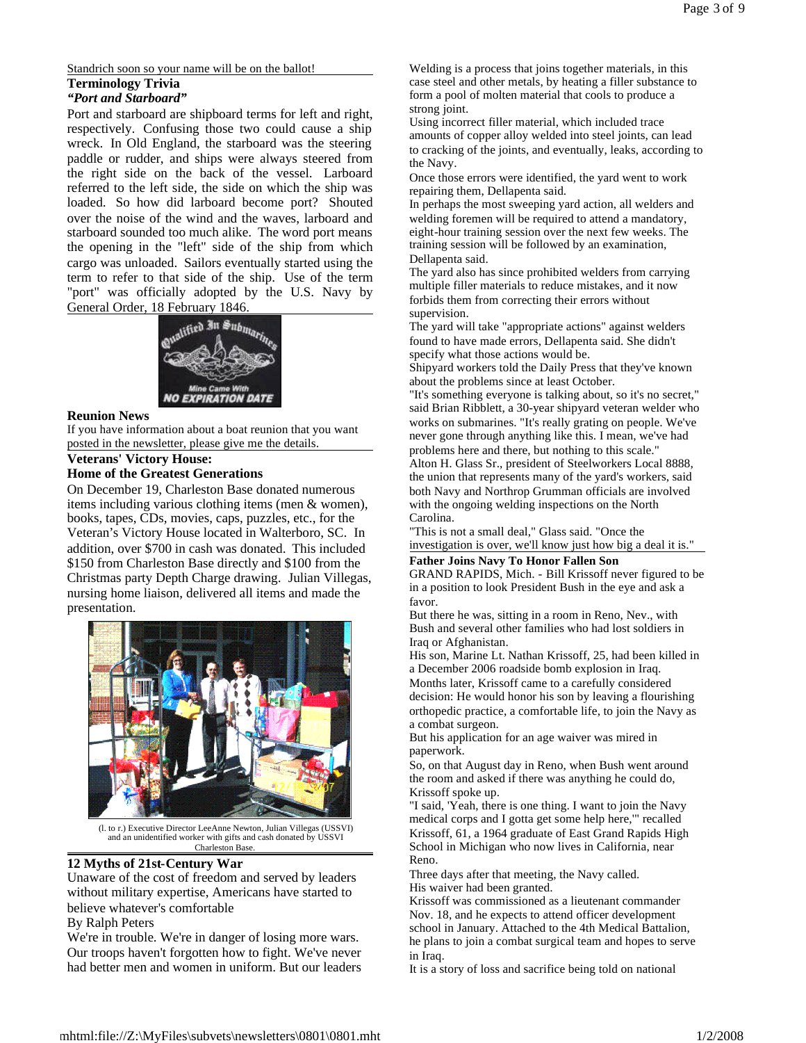Standrich soon so your name will be on the ballot!

### Terminology Trivia

***"Port and Starboard"***

Port and starboard are shipboard terms for left and right, respectively. Confusing those two could cause a ship wreck. In Old England, the starboard was the steering paddle or rudder, and ships were always steered from the right side on the back of the vessel. Larboard referred to the left side, the side on which the ship was loaded. So how did larboard become port? Shouted over the noise of the wind and the waves, larboard and starboard sounded too much alike. The word port means the opening in the "left" side of the ship from which cargo was unloaded. Sailors eventually started using the term to refer to that side of the ship. Use of the term "port" was officially adopted by the U.S. Navy by General Order, 18 February 1846.

### Reunion News

If you have information about a boat reunion that you want posted in the newsletter, please give me the details.

### Veterans' Victory House: Home of the Greatest Generations

On December 19, Charleston Base donated numerous items including various clothing items (men & women), books, tapes, CDs, movies, caps, puzzles, etc., for the Veteran's Victory House located in Walterboro, SC. In addition, over $700 in cash was donated. This included $150 from Charleston Base directly and $100 from the Christmas party Depth Charge drawing. Julian Villegas, nursing home liaison, delivered all items and made the presentation.

(l. to r.) Executive Director LeeAnne Newton, Julian Villegas (USSVI) and an unidentified worker with gifts and cash donated by USSVI Charleston Base.

### 12 Myths of 21st-Century War

Unaware of the cost of freedom and served by leaders without military expertise, Americans have started to believe whatever's comfortable

By Ralph Peters

We're in trouble. We're in danger of losing more wars. Our troops haven't forgotten how to fight. We've never had better men and women in uniform. But our leaders

Welding is a process that joins together materials, in this case steel and other metals, by heating a filler substance to form a pool of molten material that cools to produce a strong joint.

Using incorrect filler material, which included trace amounts of copper alloy welded into steel joints, can lead to cracking of the joints, and eventually, leaks, according to the Navy.

Once those errors were identified, the yard went to work repairing them, Dellapenta said.

In perhaps the most sweeping yard action, all welders and welding foremen will be required to attend a mandatory, eight-hour training session over the next few weeks. The training session will be followed by an examination, Dellapenta said.

The yard also has since prohibited welders from carrying multiple filler materials to reduce mistakes, and it now forbids them from correcting their errors without supervision.

The yard will take "appropriate actions" against welders found to have made errors, Dellapenta said. She didn't specify what those actions would be.

Shipyard workers told the Daily Press that they've known about the problems since at least October.

"It's something everyone is talking about, so it's no secret," said Brian Ribblett, a 30-year shipyard veteran welder who works on submarines. "It's really grating on people. We've never gone through anything like this. I mean, we've had problems here and there, but nothing to this scale."

Alton H. Glass Sr., president of Steelworkers Local 8888, the union that represents many of the yard's workers, said both Navy and Northrop Grumman officials are involved with the ongoing welding inspections on the North Carolina.

"This is not a small deal," Glass said. "Once the investigation is over, we'll know just how big a deal it is."

### Father Joins Navy To Honor Fallen Son

GRAND RAPIDS, Mich. - Bill Krissoff never figured to be in a position to look President Bush in the eye and ask a favor.

But there he was, sitting in a room in Reno, Nev., with Bush and several other families who had lost soldiers in Iraq or Afghanistan.

His son, Marine Lt. Nathan Krissoff, 25, had been killed in a December 2006 roadside bomb explosion in Iraq.

Months later, Krissoff came to a carefully considered decision: He would honor his son by leaving a flourishing orthopedic practice, a comfortable life, to join the Navy as a combat surgeon.

But his application for an age waiver was mired in paperwork.

So, on that August day in Reno, when Bush went around the room and asked if there was anything he could do, Krissoff spoke up.

"I said, 'Yeah, there is one thing. I want to join the Navy medical corps and I gotta get some help here,'" recalled Krissoff, 61, a 1964 graduate of East Grand Rapids High School in Michigan who now lives in California, near Reno.

Three days after that meeting, the Navy called.

His waiver had been granted.

Krissoff was commissioned as a lieutenant commander Nov. 18, and he expects to attend officer development school in January. Attached to the 4th Medical Battalion, he plans to join a combat surgical team and hopes to serve in Iraq.

It is a story of loss and sacrifice being told on national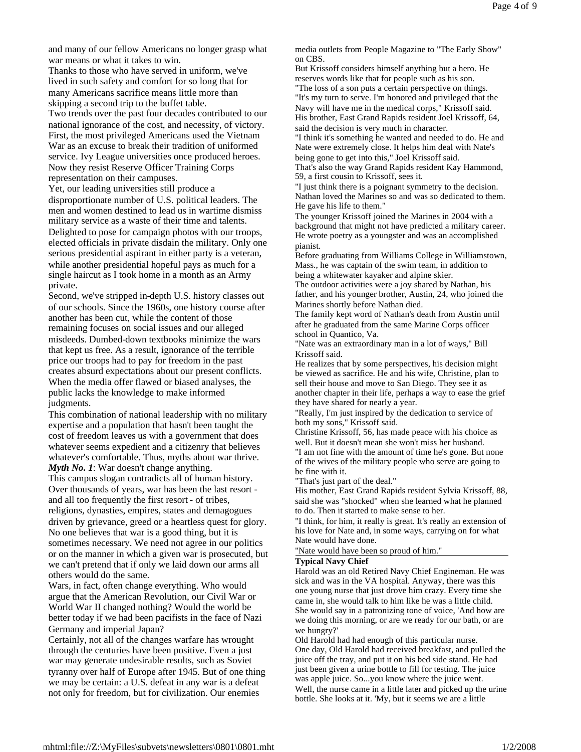and many of our fellow Americans no longer grasp what war means or what it takes to win.

Thanks to those who have served in uniform, we've lived in such safety and comfort for so long that for many Americans sacrifice means little more than skipping a second trip to the buffet table.

Two trends over the past four decades contributed to our national ignorance of the cost, and necessity, of victory. First, the most privileged Americans used the Vietnam War as an excuse to break their tradition of uniformed service. Ivy League universities once produced heroes. Now they resist Reserve Officer Training Corps representation on their campuses.

Yet, our leading universities still produce a disproportionate number of U.S. political leaders. The men and women destined to lead us in wartime dismiss military service as a waste of their time and talents. Delighted to pose for campaign photos with our troops, elected officials in private disdain the military. Only one serious presidential aspirant in either party is a veteran, while another presidential hopeful pays as much for a single haircut as I took home in a month as an Army private.

Second, we've stripped in-depth U.S. history classes out of our schools. Since the 1960s, one history course after another has been cut, while the content of those remaining focuses on social issues and our alleged misdeeds. Dumbed-down textbooks minimize the wars that kept us free. As a result, ignorance of the terrible price our troops had to pay for freedom in the past creates absurd expectations about our present conflicts. When the media offer flawed or biased analyses, the public lacks the knowledge to make informed judgments.

This combination of national leadership with no military expertise and a population that hasn't been taught the cost of freedom leaves us with a government that does whatever seems expedient and a citizenry that believes whatever's comfortable. Thus, myths about war thrive.

***Myth No. 1***: War doesn't change anything.

This campus slogan contradicts all of human history. Over thousands of years, war has been the last resort - and all too frequently the first resort - of tribes, religions, dynasties, empires, states and demagogues driven by grievance, greed or a heartless quest for glory. No one believes that war is a good thing, but it is sometimes necessary. We need not agree in our politics or on the manner in which a given war is prosecuted, but we can't pretend that if only we laid down our arms all others would do the same.

Wars, in fact, often change everything. Who would argue that the American Revolution, our Civil War or World War II changed nothing? Would the world be better today if we had been pacifists in the face of Nazi Germany and imperial Japan?

Certainly, not all of the changes warfare has wrought through the centuries have been positive. Even a just war may generate undesirable results, such as Soviet tyranny over half of Europe after 1945. But of one thing we may be certain: a U.S. defeat in any war is a defeat not only for freedom, but for civilization. Our enemies

media outlets from People Magazine to "The Early Show" on CBS.

But Krissoff considers himself anything but a hero. He reserves words like that for people such as his son.

"The loss of a son puts a certain perspective on things.

"It's my turn to serve. I'm honored and privileged that the Navy will have me in the medical corps," Krissoff said.

His brother, East Grand Rapids resident Joel Krissoff, 64, said the decision is very much in character.

"I think it's something he wanted and needed to do. He and Nate were extremely close. It helps him deal with Nate's being gone to get into this," Joel Krissoff said.

That's also the way Grand Rapids resident Kay Hammond, 59, a first cousin to Krissoff, sees it.

"I just think there is a poignant symmetry to the decision. Nathan loved the Marines so and was so dedicated to them. He gave his life to them."

The younger Krissoff joined the Marines in 2004 with a background that might not have predicted a military career. He wrote poetry as a youngster and was an accomplished pianist.

Before graduating from Williams College in Williamstown, Mass., he was captain of the swim team, in addition to being a whitewater kayaker and alpine skier.

The outdoor activities were a joy shared by Nathan, his father, and his younger brother, Austin, 24, who joined the Marines shortly before Nathan died.

The family kept word of Nathan's death from Austin until after he graduated from the same Marine Corps officer school in Quantico, Va.

"Nate was an extraordinary man in a lot of ways," Bill Krissoff said.

He realizes that by some perspectives, his decision might be viewed as sacrifice. He and his wife, Christine, plan to sell their house and move to San Diego. They see it as another chapter in their life, perhaps a way to ease the grief they have shared for nearly a year.

"Really, I'm just inspired by the dedication to service of both my sons," Krissoff said.

Christine Krissoff, 56, has made peace with his choice as well. But it doesn't mean she won't miss her husband.

"I am not fine with the amount of time he's gone. But none of the wives of the military people who serve are going to be fine with it.

"That's just part of the deal."

His mother, East Grand Rapids resident Sylvia Krissoff, 88, said she was "shocked" when she learned what he planned to do. Then it started to make sense to her.

"I think, for him, it really is great. It's really an extension of his love for Nate and, in some ways, carrying on for what Nate would have done.

"Nate would have been so proud of him."

**Typical Navy Chief**

Harold was an old Retired Navy Chief Engineman. He was sick and was in the VA hospital. Anyway, there was this one young nurse that just drove him crazy. Every time she came in, she would talk to him like he was a little child. She would say in a patronizing tone of voice, 'And how are we doing this morning, or are we ready for our bath, or are we hungry?'

Old Harold had had enough of this particular nurse.

One day, Old Harold had received breakfast, and pulled the juice off the tray, and put it on his bed side stand. He had just been given a urine bottle to fill for testing. The juice was apple juice. So...you know where the juice went.

Well, the nurse came in a little later and picked up the urine bottle. She looks at it. 'My, but it seems we are a little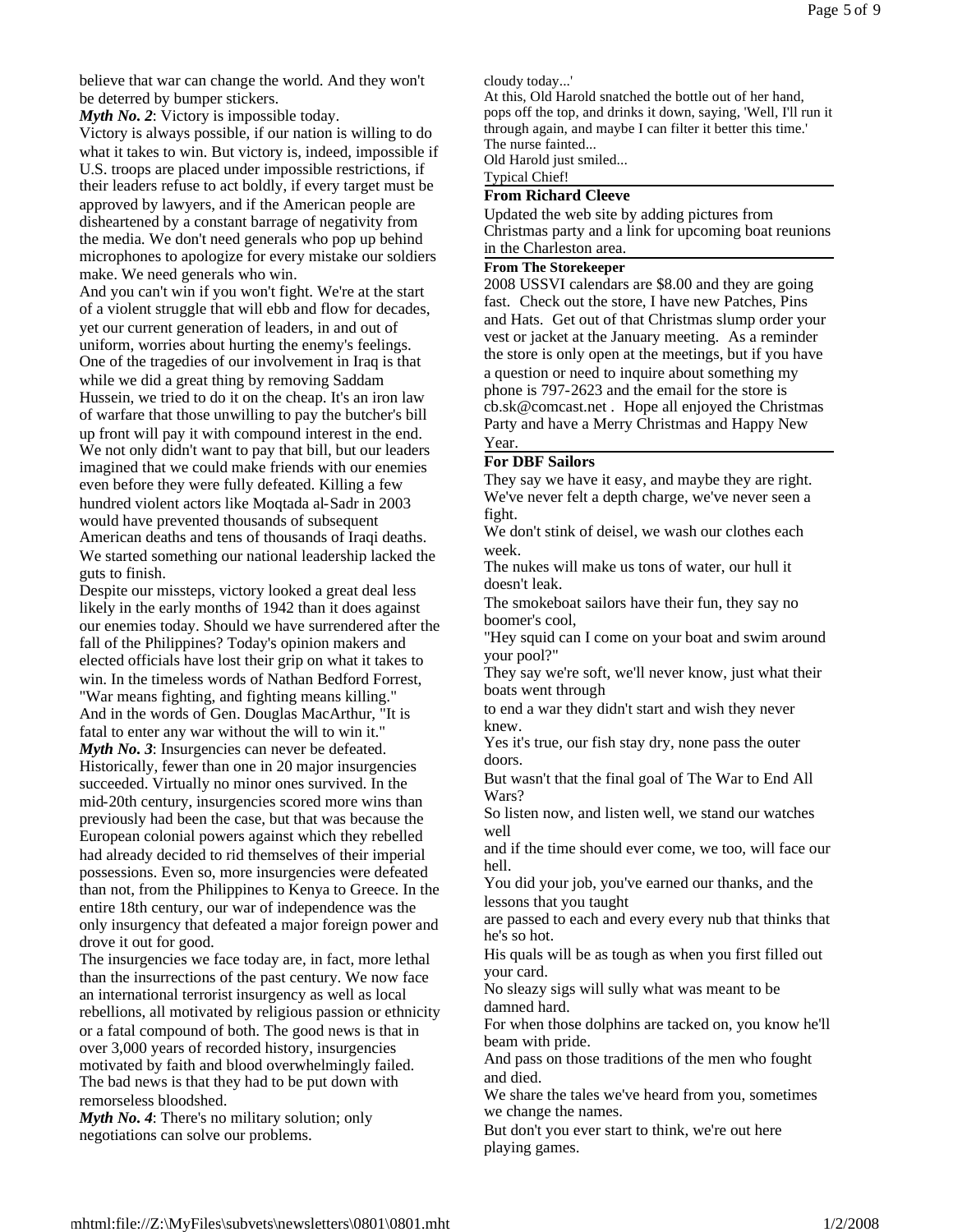believe that war can change the world. And they won't be deterred by bumper stickers.

***Myth No. 2***: Victory is impossible today.

Victory is always possible, if our nation is willing to do what it takes to win. But victory is, indeed, impossible if U.S. troops are placed under impossible restrictions, if their leaders refuse to act boldly, if every target must be approved by lawyers, and if the American people are disheartened by a constant barrage of negativity from the media. We don't need generals who pop up behind microphones to apologize for every mistake our soldiers make. We need generals who win.

And you can't win if you won't fight. We're at the start of a violent struggle that will ebb and flow for decades, yet our current generation of leaders, in and out of uniform, worries about hurting the enemy's feelings. One of the tragedies of our involvement in Iraq is that while we did a great thing by removing Saddam Hussein, we tried to do it on the cheap. It's an iron law of warfare that those unwilling to pay the butcher's bill up front will pay it with compound interest in the end. We not only didn't want to pay that bill, but our leaders imagined that we could make friends with our enemies even before they were fully defeated. Killing a few hundred violent actors like Moqtada al-Sadr in 2003 would have prevented thousands of subsequent American deaths and tens of thousands of Iraqi deaths. We started something our national leadership lacked the guts to finish.

Despite our missteps, victory looked a great deal less likely in the early months of 1942 than it does against our enemies today. Should we have surrendered after the fall of the Philippines? Today's opinion makers and elected officials have lost their grip on what it takes to win. In the timeless words of Nathan Bedford Forrest, "War means fighting, and fighting means killing." And in the words of Gen. Douglas MacArthur, "It is fatal to enter any war without the will to win it."

***Myth No. 3***: Insurgencies can never be defeated.

Historically, fewer than one in 20 major insurgencies succeeded. Virtually no minor ones survived. In the mid-20th century, insurgencies scored more wins than previously had been the case, but that was because the European colonial powers against which they rebelled had already decided to rid themselves of their imperial possessions. Even so, more insurgencies were defeated than not, from the Philippines to Kenya to Greece. In the entire 18th century, our war of independence was the only insurgency that defeated a major foreign power and drove it out for good.

The insurgencies we face today are, in fact, more lethal than the insurrections of the past century. We now face an international terrorist insurgency as well as local rebellions, all motivated by religious passion or ethnicity or a fatal compound of both. The good news is that in over 3,000 years of recorded history, insurgencies motivated by faith and blood overwhelmingly failed. The bad news is that they had to be put down with remorseless bloodshed.

***Myth No. 4***: There's no military solution; only negotiations can solve our problems.

cloudy today...'

At this, Old Harold snatched the bottle out of her hand, pops off the top, and drinks it down, saying, 'Well, I'll run it through again, and maybe I can filter it better this time.'

The nurse fainted...

Old Harold just smiled...

Typical Chief!

**From Richard Cleeve**

Updated the web site by adding pictures from Christmas party and a link for upcoming boat reunions in the Charleston area.

**From The Storekeeper**

2008 USSVI calendars are $8.00 and they are going fast. Check out the store, I have new Patches, Pins and Hats. Get out of that Christmas slump order your vest or jacket at the January meeting. As a reminder the store is only open at the meetings, but if you have a question or need to inquire about something my phone is 797-2623 and the email for the store is cb.sk@comcast.net . Hope all enjoyed the Christmas Party and have a Merry Christmas and Happy New Year.

**For DBF Sailors**

They say we have it easy, and maybe they are right. We've never felt a depth charge, we've never seen a fight.

We don't stink of deisel, we wash our clothes each week.

The nukes will make us tons of water, our hull it doesn't leak.

The smokeboat sailors have their fun, they say no boomer's cool,

"Hey squid can I come on your boat and swim around your pool?"

They say we're soft, we'll never know, just what their boats went through

to end a war they didn't start and wish they never knew.

Yes it's true, our fish stay dry, none pass the outer doors.

But wasn't that the final goal of The War to End All Wars?

So listen now, and listen well, we stand our watches well

and if the time should ever come, we too, will face our hell.

You did your job, you've earned our thanks, and the lessons that you taught

are passed to each and every every nub that thinks that he's so hot.

His quals will be as tough as when you first filled out your card.

No sleazy sigs will sully what was meant to be damned hard.

For when those dolphins are tacked on, you know he'll beam with pride.

And pass on those traditions of the men who fought and died.

We share the tales we've heard from you, sometimes we change the names.

But don't you ever start to think, we're out here playing games.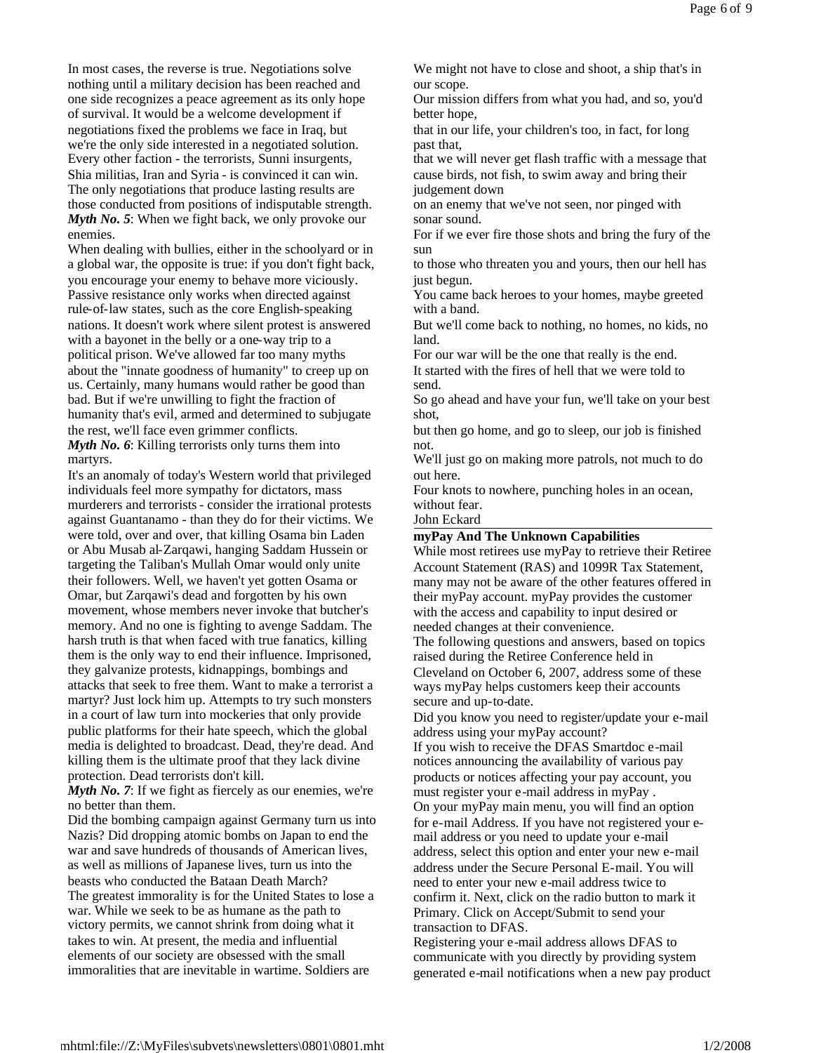In most cases, the reverse is true. Negotiations solve nothing until a military decision has been reached and one side recognizes a peace agreement as its only hope of survival. It would be a welcome development if negotiations fixed the problems we face in Iraq, but we're the only side interested in a negotiated solution. Every other faction - the terrorists, Sunni insurgents, Shia militias, Iran and Syria - is convinced it can win. The only negotiations that produce lasting results are those conducted from positions of indisputable strength.

***Myth No. 5***: When we fight back, we only provoke our enemies.

When dealing with bullies, either in the schoolyard or in a global war, the opposite is true: if you don't fight back, you encourage your enemy to behave more viciously. Passive resistance only works when directed against rule-of-law states, such as the core English-speaking nations. It doesn't work where silent protest is answered with a bayonet in the belly or a one-way trip to a political prison. We've allowed far too many myths about the "innate goodness of humanity" to creep up on us. Certainly, many humans would rather be good than bad. But if we're unwilling to fight the fraction of humanity that's evil, armed and determined to subjugate the rest, we'll face even grimmer conflicts.

***Myth No. 6***: Killing terrorists only turns them into martyrs.

It's an anomaly of today's Western world that privileged individuals feel more sympathy for dictators, mass murderers and terrorists - consider the irrational protests against Guantanamo - than they do for their victims. We were told, over and over, that killing Osama bin Laden or Abu Musab al-Zarqawi, hanging Saddam Hussein or targeting the Taliban's Mullah Omar would only unite their followers. Well, we haven't yet gotten Osama or Omar, but Zarqawi's dead and forgotten by his own movement, whose members never invoke that butcher's memory. And no one is fighting to avenge Saddam. The harsh truth is that when faced with true fanatics, killing them is the only way to end their influence. Imprisoned, they galvanize protests, kidnappings, bombings and attacks that seek to free them. Want to make a terrorist a martyr? Just lock him up. Attempts to try such monsters in a court of law turn into mockeries that only provide public platforms for their hate speech, which the global media is delighted to broadcast. Dead, they're dead. And killing them is the ultimate proof that they lack divine protection. Dead terrorists don't kill.

***Myth No. 7***: If we fight as fiercely as our enemies, we're no better than them.

Did the bombing campaign against Germany turn us into Nazis? Did dropping atomic bombs on Japan to end the war and save hundreds of thousands of American lives, as well as millions of Japanese lives, turn us into the beasts who conducted the Bataan Death March?

The greatest immorality is for the United States to lose a war. While we seek to be as humane as the path to victory permits, we cannot shrink from doing what it takes to win. At present, the media and influential elements of our society are obsessed with the small immoralities that are inevitable in wartime. Soldiers are

We might not have to close and shoot, a ship that's in our scope.
Our mission differs from what you had, and so, you'd better hope,
that in our life, your children's too, in fact, for long past that,
that we will never get flash traffic with a message that cause birds, not fish, to swim away and bring their judgement down
on an enemy that we've not seen, nor pinged with sonar sound.
For if we ever fire those shots and bring the fury of the sun
to those who threaten you and yours, then our hell has just begun.
You came back heroes to your homes, maybe greeted with a band.
But we'll come back to nothing, no homes, no kids, no land.
For our war will be the one that really is the end.
It started with the fires of hell that we were told to send.
So go ahead and have your fun, we'll take on your best shot,
but then go home, and go to sleep, our job is finished not.
We'll just go on making more patrols, not much to do out here.
Four knots to nowhere, punching holes in an ocean, without fear.
John Eckard

**myPay And The Unknown Capabilities**

While most retirees use myPay to retrieve their Retiree Account Statement (RAS) and 1099R Tax Statement, many may not be aware of the other features offered in their myPay account. myPay provides the customer with the access and capability to input desired or needed changes at their convenience.

The following questions and answers, based on topics raised during the Retiree Conference held in Cleveland on October 6, 2007, address some of these ways myPay helps customers keep their accounts secure and up-to-date.

Did you know you need to register/update your e-mail address using your myPay account?

If you wish to receive the DFAS Smartdoc e-mail notices announcing the availability of various pay products or notices affecting your pay account, you must register your e-mail address in myPay .

On your myPay main menu, you will find an option for e-mail Address. If you have not registered your e-mail address or you need to update your e-mail address, select this option and enter your new e-mail address under the Secure Personal E-mail. You will need to enter your new e-mail address twice to confirm it. Next, click on the radio button to mark it Primary. Click on Accept/Submit to send your transaction to DFAS.

Registering your e-mail address allows DFAS to communicate with you directly by providing system generated e-mail notifications when a new pay product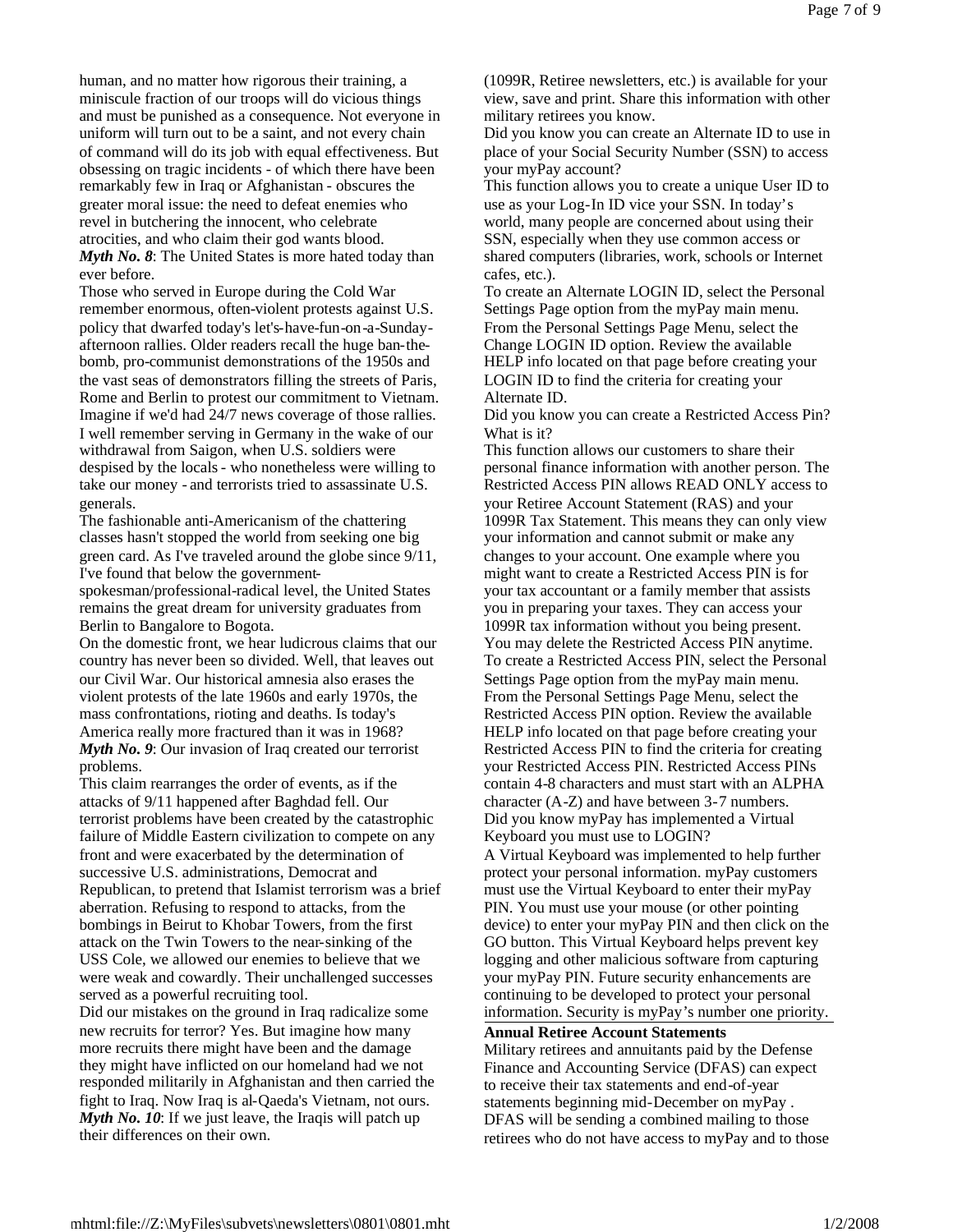human, and no matter how rigorous their training, a miniscule fraction of our troops will do vicious things and must be punished as a consequence. Not everyone in uniform will turn out to be a saint, and not every chain of command will do its job with equal effectiveness. But obsessing on tragic incidents - of which there have been remarkably few in Iraq or Afghanistan - obscures the greater moral issue: the need to defeat enemies who revel in butchering the innocent, who celebrate atrocities, and who claim their god wants blood.

***Myth No. 8***: The United States is more hated today than ever before.

Those who served in Europe during the Cold War remember enormous, often-violent protests against U.S. policy that dwarfed today's let's-have-fun-on-a-Sunday-afternoon rallies. Older readers recall the huge ban-the-bomb, pro-communist demonstrations of the 1950s and the vast seas of demonstrators filling the streets of Paris, Rome and Berlin to protest our commitment to Vietnam. Imagine if we'd had 24/7 news coverage of those rallies. I well remember serving in Germany in the wake of our withdrawal from Saigon, when U.S. soldiers were despised by the locals - who nonetheless were willing to take our money - and terrorists tried to assassinate U.S. generals.

The fashionable anti-Americanism of the chattering classes hasn't stopped the world from seeking one big green card. As I've traveled around the globe since 9/11, I've found that below the government-spokesman/professional-radical level, the United States remains the great dream for university graduates from Berlin to Bangalore to Bogota.

On the domestic front, we hear ludicrous claims that our country has never been so divided. Well, that leaves out our Civil War. Our historical amnesia also erases the violent protests of the late 1960s and early 1970s, the mass confrontations, rioting and deaths. Is today's America really more fractured than it was in 1968?

***Myth No. 9***: Our invasion of Iraq created our terrorist problems.

This claim rearranges the order of events, as if the attacks of 9/11 happened after Baghdad fell. Our terrorist problems have been created by the catastrophic failure of Middle Eastern civilization to compete on any front and were exacerbated by the determination of successive U.S. administrations, Democrat and Republican, to pretend that Islamist terrorism was a brief aberration. Refusing to respond to attacks, from the bombings in Beirut to Khobar Towers, from the first attack on the Twin Towers to the near-sinking of the USS Cole, we allowed our enemies to believe that we were weak and cowardly. Their unchallenged successes served as a powerful recruiting tool.

Did our mistakes on the ground in Iraq radicalize some new recruits for terror? Yes. But imagine how many more recruits there might have been and the damage they might have inflicted on our homeland had we not responded militarily in Afghanistan and then carried the fight to Iraq. Now Iraq is al-Qaeda's Vietnam, not ours.

***Myth No. 10***: If we just leave, the Iraqis will patch up their differences on their own.

(1099R, Retiree newsletters, etc.) is available for your view, save and print. Share this information with other military retirees you know.

Did you know you can create an Alternate ID to use in place of your Social Security Number (SSN) to access your myPay account?

This function allows you to create a unique User ID to use as your Log-In ID vice your SSN. In today's world, many people are concerned about using their SSN, especially when they use common access or shared computers (libraries, work, schools or Internet cafes, etc.).

To create an Alternate LOGIN ID, select the Personal Settings Page option from the myPay main menu. From the Personal Settings Page Menu, select the Change LOGIN ID option. Review the available HELP info located on that page before creating your LOGIN ID to find the criteria for creating your Alternate ID.

Did you know you can create a Restricted Access Pin? What is it?

This function allows our customers to share their personal finance information with another person. The Restricted Access PIN allows READ ONLY access to your Retiree Account Statement (RAS) and your 1099R Tax Statement. This means they can only view your information and cannot submit or make any changes to your account. One example where you might want to create a Restricted Access PIN is for your tax accountant or a family member that assists you in preparing your taxes. They can access your 1099R tax information without you being present. You may delete the Restricted Access PIN anytime. To create a Restricted Access PIN, select the Personal Settings Page option from the myPay main menu. From the Personal Settings Page Menu, select the Restricted Access PIN option. Review the available HELP info located on that page before creating your Restricted Access PIN to find the criteria for creating your Restricted Access PIN. Restricted Access PINs contain 4-8 characters and must start with an ALPHA character (A-Z) and have between 3-7 numbers.

Did you know myPay has implemented a Virtual Keyboard you must use to LOGIN?

A Virtual Keyboard was implemented to help further protect your personal information. myPay customers must use the Virtual Keyboard to enter their myPay PIN. You must use your mouse (or other pointing device) to enter your myPay PIN and then click on the GO button. This Virtual Keyboard helps prevent key logging and other malicious software from capturing your myPay PIN. Future security enhancements are continuing to be developed to protect your personal information. Security is myPay's number one priority.

**Annual Retiree Account Statements**

Military retirees and annuitants paid by the Defense Finance and Accounting Service (DFAS) can expect to receive their tax statements and end-of-year statements beginning mid-December on myPay . DFAS will be sending a combined mailing to those retirees who do not have access to myPay and to those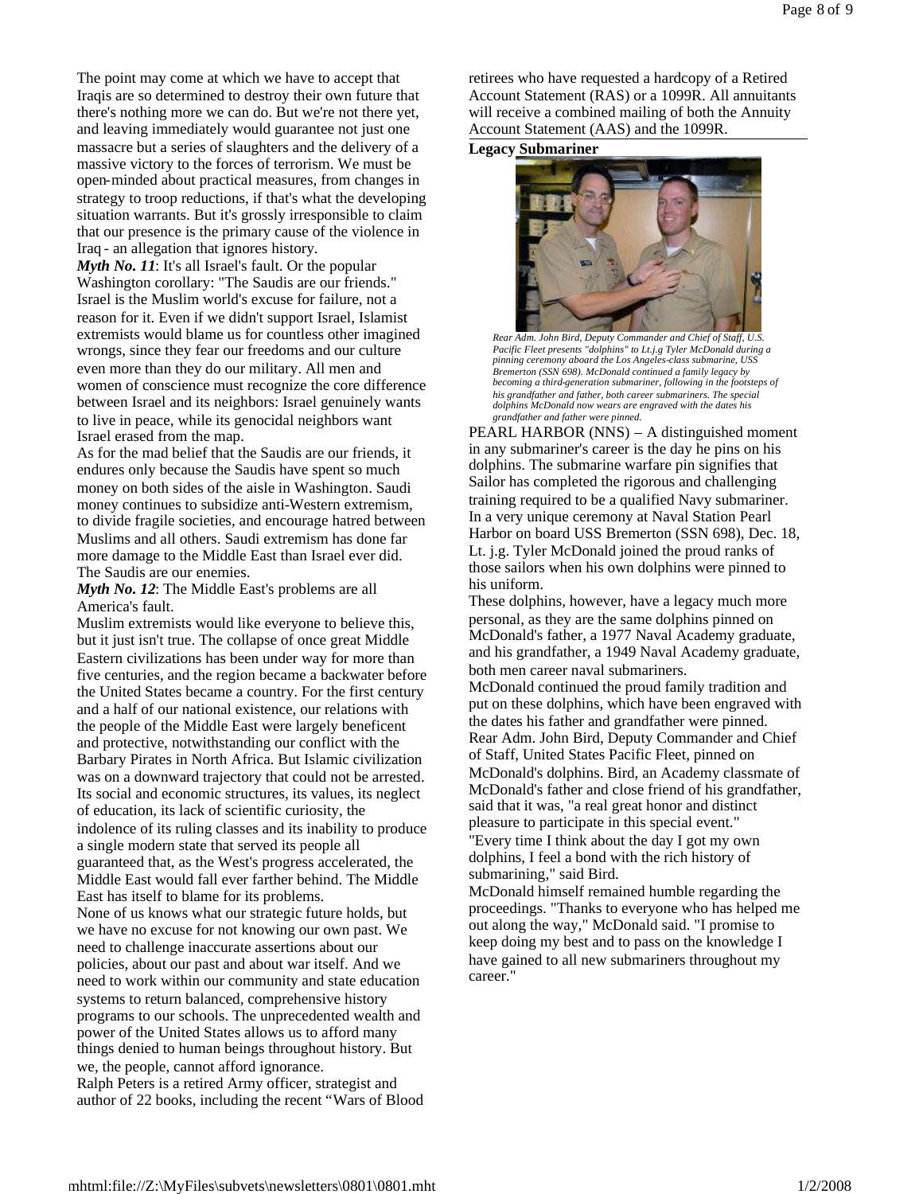The point may come at which we have to accept that Iraqis are so determined to destroy their own future that there's nothing more we can do. But we're not there yet, and leaving immediately would guarantee not just one massacre but a series of slaughters and the delivery of a massive victory to the forces of terrorism. We must be open-minded about practical measures, from changes in strategy to troop reductions, if that's what the developing situation warrants. But it's grossly irresponsible to claim that our presence is the primary cause of the violence in Iraq - an allegation that ignores history.

***Myth No. 11***: It's all Israel's fault. Or the popular Washington corollary: "The Saudis are our friends." Israel is the Muslim world's excuse for failure, not a reason for it. Even if we didn't support Israel, Islamist extremists would blame us for countless other imagined wrongs, since they fear our freedoms and our culture even more than they do our military. All men and women of conscience must recognize the core difference between Israel and its neighbors: Israel genuinely wants to live in peace, while its genocidal neighbors want Israel erased from the map.

As for the mad belief that the Saudis are our friends, it endures only because the Saudis have spent so much money on both sides of the aisle in Washington. Saudi money continues to subsidize anti-Western extremism, to divide fragile societies, and encourage hatred between Muslims and all others. Saudi extremism has done far more damage to the Middle East than Israel ever did. The Saudis are our enemies.

***Myth No. 12***: The Middle East's problems are all America's fault.

Muslim extremists would like everyone to believe this, but it just isn't true. The collapse of once great Middle Eastern civilizations has been under way for more than five centuries, and the region became a backwater before the United States became a country. For the first century and a half of our national existence, our relations with the people of the Middle East were largely beneficent and protective, notwithstanding our conflict with the Barbary Pirates in North Africa. But Islamic civilization was on a downward trajectory that could not be arrested. Its social and economic structures, its values, its neglect of education, its lack of scientific curiosity, the indolence of its ruling classes and its inability to produce a single modern state that served its people all guaranteed that, as the West's progress accelerated, the Middle East would fall ever farther behind. The Middle East has itself to blame for its problems.

None of us knows what our strategic future holds, but we have no excuse for not knowing our own past. We need to challenge inaccurate assertions about our policies, about our past and about war itself. And we need to work within our community and state education systems to return balanced, comprehensive history programs to our schools. The unprecedented wealth and power of the United States allows us to afford many things denied to human beings throughout history. But we, the people, cannot afford ignorance.

Ralph Peters is a retired Army officer, strategist and author of 22 books, including the recent "Wars of Blood

retirees who have requested a hardcopy of a Retired Account Statement (RAS) or a 1099R. All annuitants will receive a combined mailing of both the Annuity Account Statement (AAS) and the 1099R.

---

**Legacy Submariner**

*Rear Adm. John Bird, Deputy Commander and Chief of Staff, U.S. Pacific Fleet presents "dolphins" to Lt.j.g Tyler McDonald during a pinning ceremony aboard the Los Angeles-class submarine, USS Bremerton (SSN 698). McDonald continued a family legacy by becoming a third-generation submariner, following in the footsteps of his grandfather and father, both career submariners. The special dolphins McDonald now wears are engraved with the dates his grandfather and father were pinned.*

PEARL HARBOR (NNS) – A distinguished moment in any submariner's career is the day he pins on his dolphins. The submarine warfare pin signifies that Sailor has completed the rigorous and challenging training required to be a qualified Navy submariner. In a very unique ceremony at Naval Station Pearl Harbor on board USS Bremerton (SSN 698), Dec. 18, Lt. j.g. Tyler McDonald joined the proud ranks of those sailors when his own dolphins were pinned to his uniform.

These dolphins, however, have a legacy much more personal, as they are the same dolphins pinned on McDonald's father, a 1977 Naval Academy graduate, and his grandfather, a 1949 Naval Academy graduate, both men career naval submariners.

McDonald continued the proud family tradition and put on these dolphins, which have been engraved with the dates his father and grandfather were pinned.

Rear Adm. John Bird, Deputy Commander and Chief of Staff, United States Pacific Fleet, pinned on McDonald's dolphins. Bird, an Academy classmate of McDonald's father and close friend of his grandfather, said that it was, "a real great honor and distinct pleasure to participate in this special event."

"Every time I think about the day I got my own dolphins, I feel a bond with the rich history of submarining," said Bird.

McDonald himself remained humble regarding the proceedings. "Thanks to everyone who has helped me out along the way," McDonald said. "I promise to keep doing my best and to pass on the knowledge I have gained to all new submariners throughout my career."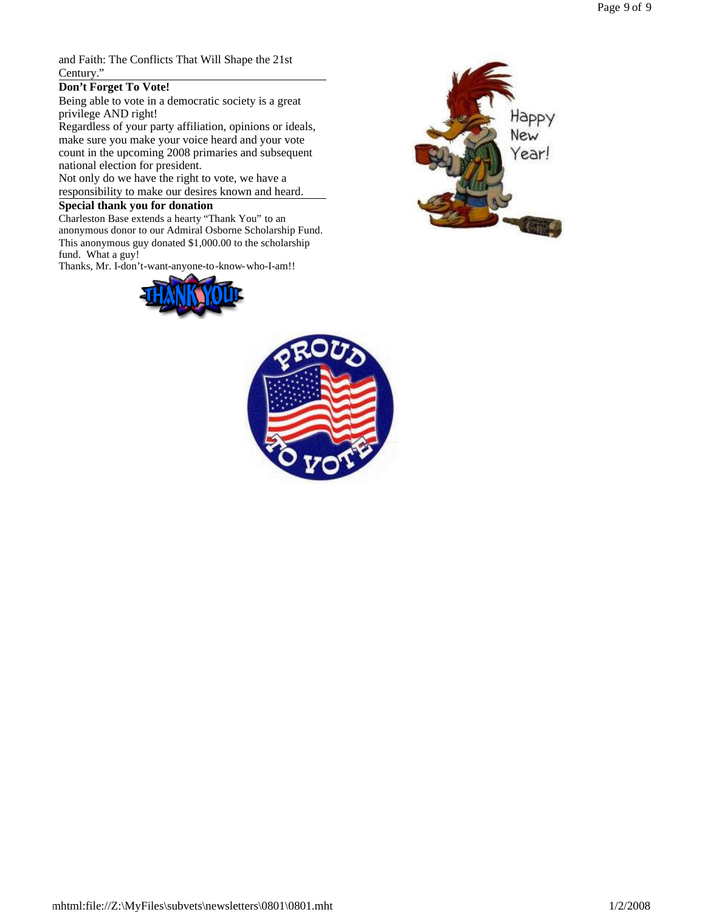and Faith: The Conflicts That Will Shape the 21st Century."

**Don't Forget To Vote!**

Being able to vote in a democratic society is a great privilege AND right!

Regardless of your party affiliation, opinions or ideals, make sure you make your voice heard and your vote count in the upcoming 2008 primaries and subsequent national election for president.

Not only do we have the right to vote, we have a responsibility to make our desires known and heard.

**Special thank you for donation**

Charleston Base extends a hearty "Thank You" to an anonymous donor to our Admiral Osborne Scholarship Fund. This anonymous guy donated $1,000.00 to the scholarship fund. What a guy!

Thanks, Mr. I-don't-want-anyone-to-know-who-I-am!!